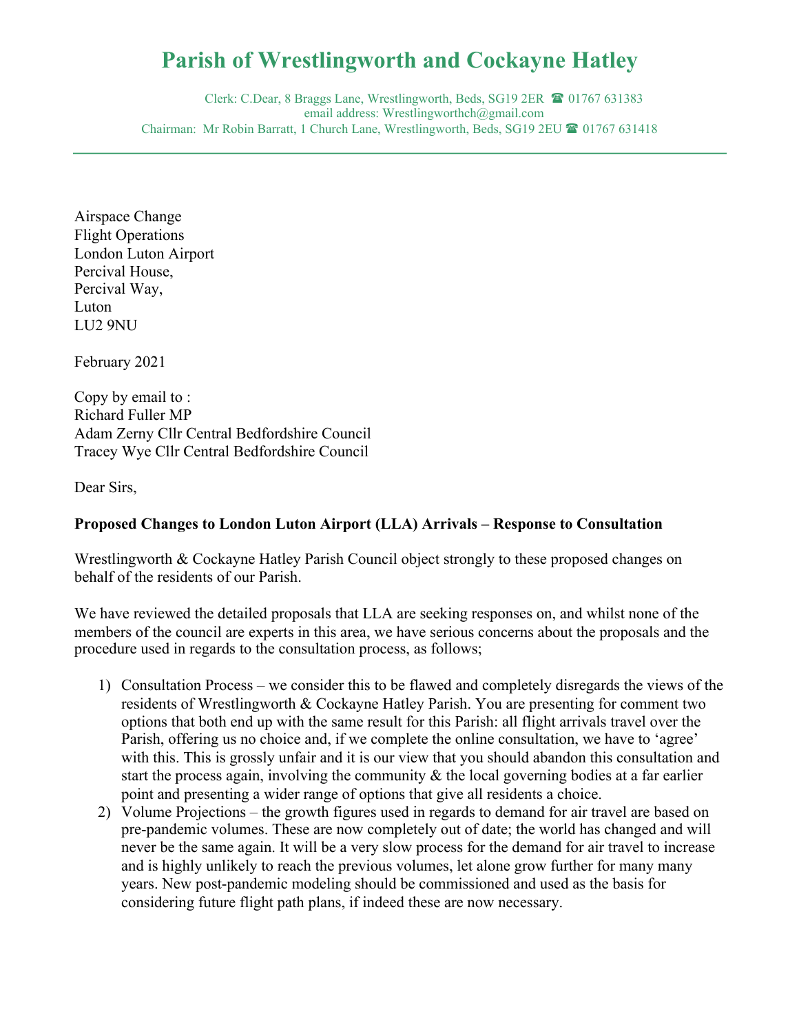# Parish of Wrestlingworth and Cockayne Hatley

Clerk: C.Dear, 8 Braggs Lane, Wrestlingworth, Beds, SG19 2ER ☎ 01767 631383
email address: Wrestlingworthch@gmail.com
Chairman: Mr Robin Barratt, 1 Church Lane, Wrestlingworth, Beds, SG19 2EU ☎ 01767 631418

---

Airspace Change
Flight Operations
London Luton Airport
Percival House,
Percival Way,
Luton
LU2 9NU

February 2021

Copy by email to :
Richard Fuller MP
Adam Zerny Cllr Central Bedfordshire Council
Tracey Wye Cllr Central Bedfordshire Council

Dear Sirs,

**Proposed Changes to London Luton Airport (LLA) Arrivals – Response to Consultation**

Wrestlingworth & Cockayne Hatley Parish Council object strongly to these proposed changes on behalf of the residents of our Parish.

We have reviewed the detailed proposals that LLA are seeking responses on, and whilst none of the members of the council are experts in this area, we have serious concerns about the proposals and the procedure used in regards to the consultation process, as follows;

1) Consultation Process – we consider this to be flawed and completely disregards the views of the residents of Wrestlingworth & Cockayne Hatley Parish. You are presenting for comment two options that both end up with the same result for this Parish: all flight arrivals travel over the Parish, offering us no choice and, if we complete the online consultation, we have to 'agree' with this. This is grossly unfair and it is our view that you should abandon this consultation and start the process again, involving the community & the local governing bodies at a far earlier point and presenting a wider range of options that give all residents a choice.
2) Volume Projections – the growth figures used in regards to demand for air travel are based on pre-pandemic volumes. These are now completely out of date; the world has changed and will never be the same again. It will be a very slow process for the demand for air travel to increase and is highly unlikely to reach the previous volumes, let alone grow further for many many years. New post-pandemic modeling should be commissioned and used as the basis for considering future flight path plans, if indeed these are now necessary.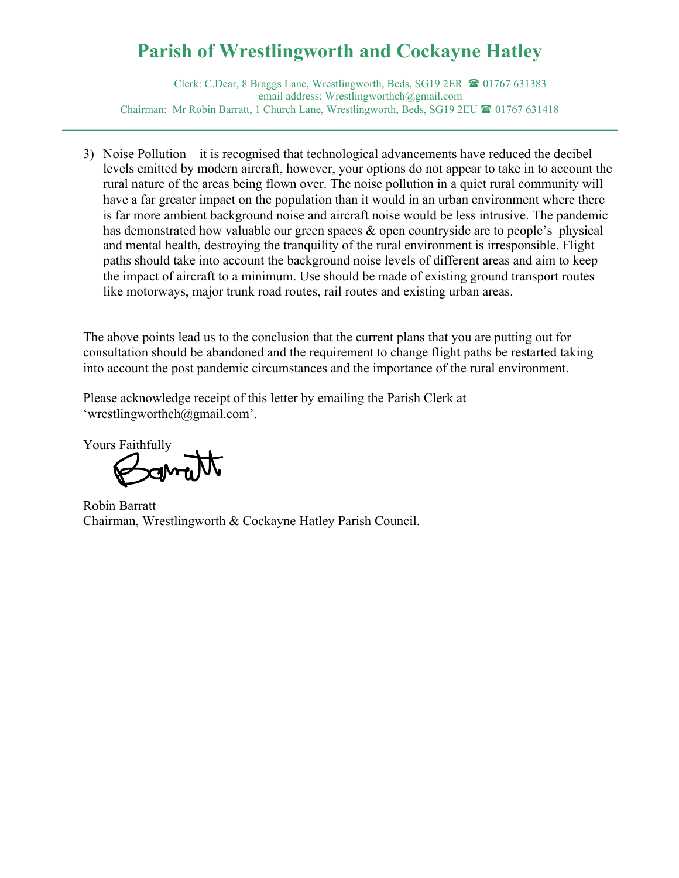# Parish of Wrestlingworth and Cockayne Hatley

Clerk: C.Dear, 8 Braggs Lane, Wrestlingworth, Beds, SG19 2ER ☎ 01767 631383
email address: Wrestlingworthch@gmail.com
Chairman: Mr Robin Barratt, 1 Church Lane, Wrestlingworth, Beds, SG19 2EU ☎ 01767 631418

---

3) Noise Pollution – it is recognised that technological advancements have reduced the decibel levels emitted by modern aircraft, however, your options do not appear to take in to account the rural nature of the areas being flown over. The noise pollution in a quiet rural community will have a far greater impact on the population than it would in an urban environment where there is far more ambient background noise and aircraft noise would be less intrusive. The pandemic has demonstrated how valuable our green spaces & open countryside are to people's physical and mental health, destroying the tranquility of the rural environment is irresponsible. Flight paths should take into account the background noise levels of different areas and aim to keep the impact of aircraft to a minimum. Use should be made of existing ground transport routes like motorways, major trunk road routes, rail routes and existing urban areas.

The above points lead us to the conclusion that the current plans that you are putting out for consultation should be abandoned and the requirement to change flight paths be restarted taking into account the post pandemic circumstances and the importance of the rural environment.

Please acknowledge receipt of this letter by emailing the Parish Clerk at 'wrestlingworthch@gmail.com'.

Yours Faithfully

Barratt

Robin Barratt
Chairman, Wrestlingworth & Cockayne Hatley Parish Council.